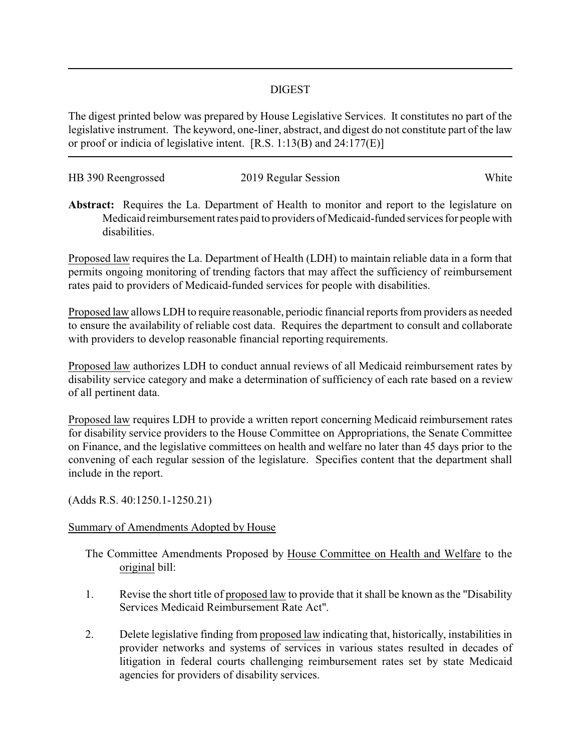## DIGEST

The digest printed below was prepared by House Legislative Services. It constitutes no part of the legislative instrument. The keyword, one-liner, abstract, and digest do not constitute part of the law or proof or indicia of legislative intent. [R.S. 1:13(B) and 24:177(E)]

HB 390 Reengrossed 2019 Regular Session White

**Abstract:** Requires the La. Department of Health to monitor and report to the legislature on Medicaid reimbursement rates paid to providers of Medicaid-funded services for people with disabilities.

Proposed law requires the La. Department of Health (LDH) to maintain reliable data in a form that permits ongoing monitoring of trending factors that may affect the sufficiency of reimbursement rates paid to providers of Medicaid-funded services for people with disabilities.

Proposed law allows LDH to require reasonable, periodic financial reports from providers as needed to ensure the availability of reliable cost data. Requires the department to consult and collaborate with providers to develop reasonable financial reporting requirements.

Proposed law authorizes LDH to conduct annual reviews of all Medicaid reimbursement rates by disability service category and make a determination of sufficiency of each rate based on a review of all pertinent data.

Proposed law requires LDH to provide a written report concerning Medicaid reimbursement rates for disability service providers to the House Committee on Appropriations, the Senate Committee on Finance, and the legislative committees on health and welfare no later than 45 days prior to the convening of each regular session of the legislature. Specifies content that the department shall include in the report.

(Adds R.S. 40:1250.1-1250.21)

Summary of Amendments Adopted by House

The Committee Amendments Proposed by House Committee on Health and Welfare to the original bill:

1. Revise the short title of proposed law to provide that it shall be known as the "Disability Services Medicaid Reimbursement Rate Act".

2. Delete legislative finding from proposed law indicating that, historically, instabilities in provider networks and systems of services in various states resulted in decades of litigation in federal courts challenging reimbursement rates set by state Medicaid agencies for providers of disability services.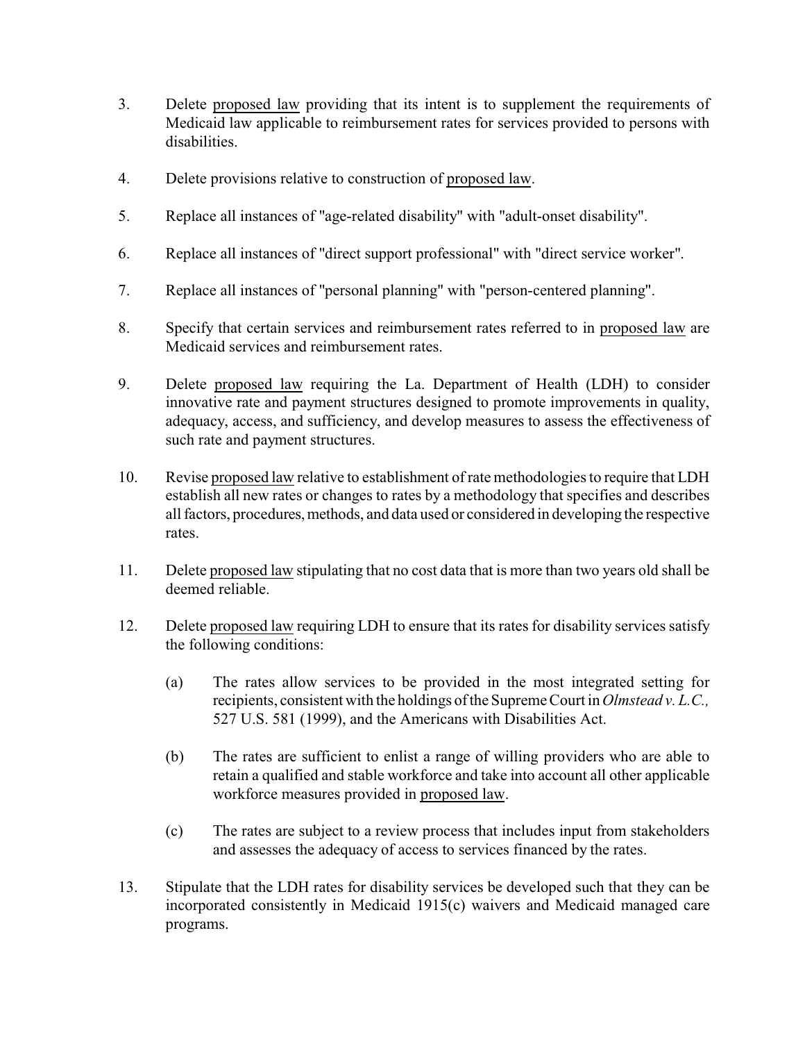3. Delete proposed law providing that its intent is to supplement the requirements of Medicaid law applicable to reimbursement rates for services provided to persons with disabilities.

4. Delete provisions relative to construction of proposed law.

5. Replace all instances of "age-related disability" with "adult-onset disability".

6. Replace all instances of "direct support professional" with "direct service worker".

7. Replace all instances of "personal planning" with "person-centered planning".

8. Specify that certain services and reimbursement rates referred to in proposed law are Medicaid services and reimbursement rates.

9. Delete proposed law requiring the La. Department of Health (LDH) to consider innovative rate and payment structures designed to promote improvements in quality, adequacy, access, and sufficiency, and develop measures to assess the effectiveness of such rate and payment structures.

10. Revise proposed law relative to establishment of rate methodologies to require that LDH establish all new rates or changes to rates by a methodology that specifies and describes all factors, procedures, methods, and data used or considered in developing the respective rates.

11. Delete proposed law stipulating that no cost data that is more than two years old shall be deemed reliable.

12. Delete proposed law requiring LDH to ensure that its rates for disability services satisfy the following conditions:

    (a) The rates allow services to be provided in the most integrated setting for recipients, consistent with the holdings of the Supreme Court in *Olmstead v. L.C.,* 527 U.S. 581 (1999), and the Americans with Disabilities Act.

    (b) The rates are sufficient to enlist a range of willing providers who are able to retain a qualified and stable workforce and take into account all other applicable workforce measures provided in proposed law.

    (c) The rates are subject to a review process that includes input from stakeholders and assesses the adequacy of access to services financed by the rates.

13. Stipulate that the LDH rates for disability services be developed such that they can be incorporated consistently in Medicaid 1915(c) waivers and Medicaid managed care programs.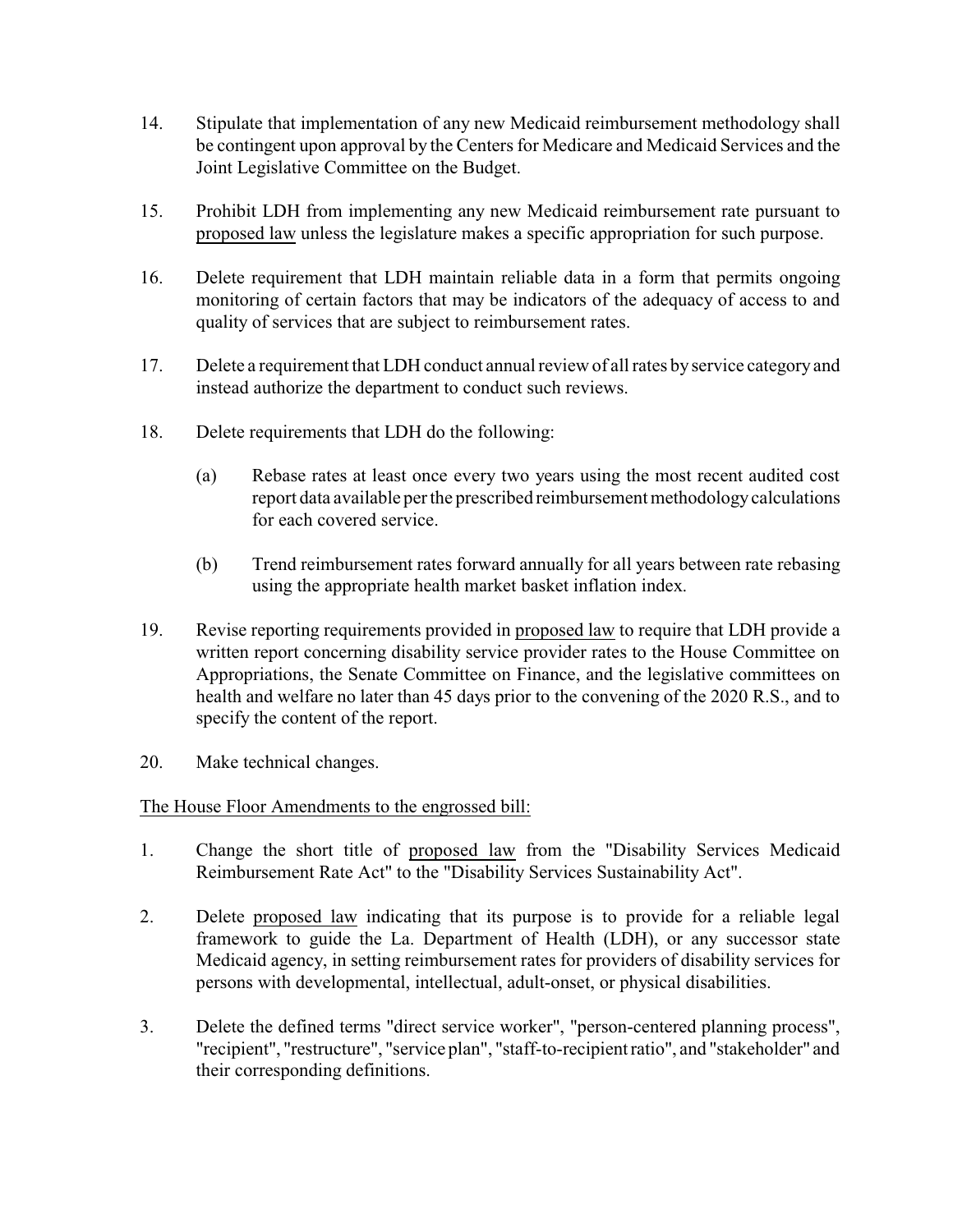14. Stipulate that implementation of any new Medicaid reimbursement methodology shall be contingent upon approval by the Centers for Medicare and Medicaid Services and the Joint Legislative Committee on the Budget.

15. Prohibit LDH from implementing any new Medicaid reimbursement rate pursuant to proposed law unless the legislature makes a specific appropriation for such purpose.

16. Delete requirement that LDH maintain reliable data in a form that permits ongoing monitoring of certain factors that may be indicators of the adequacy of access to and quality of services that are subject to reimbursement rates.

17. Delete a requirement that LDH conduct annual review of all rates by service category and instead authorize the department to conduct such reviews.

18. Delete requirements that LDH do the following:

    (a) Rebase rates at least once every two years using the most recent audited cost report data available per the prescribed reimbursement methodology calculations for each covered service.

    (b) Trend reimbursement rates forward annually for all years between rate rebasing using the appropriate health market basket inflation index.

19. Revise reporting requirements provided in proposed law to require that LDH provide a written report concerning disability service provider rates to the House Committee on Appropriations, the Senate Committee on Finance, and the legislative committees on health and welfare no later than 45 days prior to the convening of the 2020 R.S., and to specify the content of the report.

20. Make technical changes.

The House Floor Amendments to the engrossed bill:

1. Change the short title of proposed law from the "Disability Services Medicaid Reimbursement Rate Act" to the "Disability Services Sustainability Act".

2. Delete proposed law indicating that its purpose is to provide for a reliable legal framework to guide the La. Department of Health (LDH), or any successor state Medicaid agency, in setting reimbursement rates for providers of disability services for persons with developmental, intellectual, adult-onset, or physical disabilities.

3. Delete the defined terms "direct service worker", "person-centered planning process", "recipient", "restructure", "service plan", "staff-to-recipient ratio", and "stakeholder" and their corresponding definitions.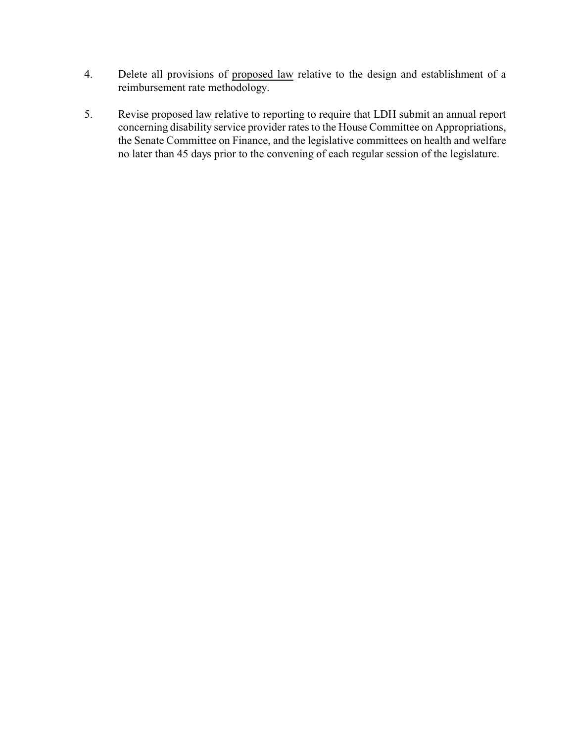4. Delete all provisions of proposed law relative to the design and establishment of a reimbursement rate methodology.

5. Revise proposed law relative to reporting to require that LDH submit an annual report concerning disability service provider rates to the House Committee on Appropriations, the Senate Committee on Finance, and the legislative committees on health and welfare no later than 45 days prior to the convening of each regular session of the legislature.